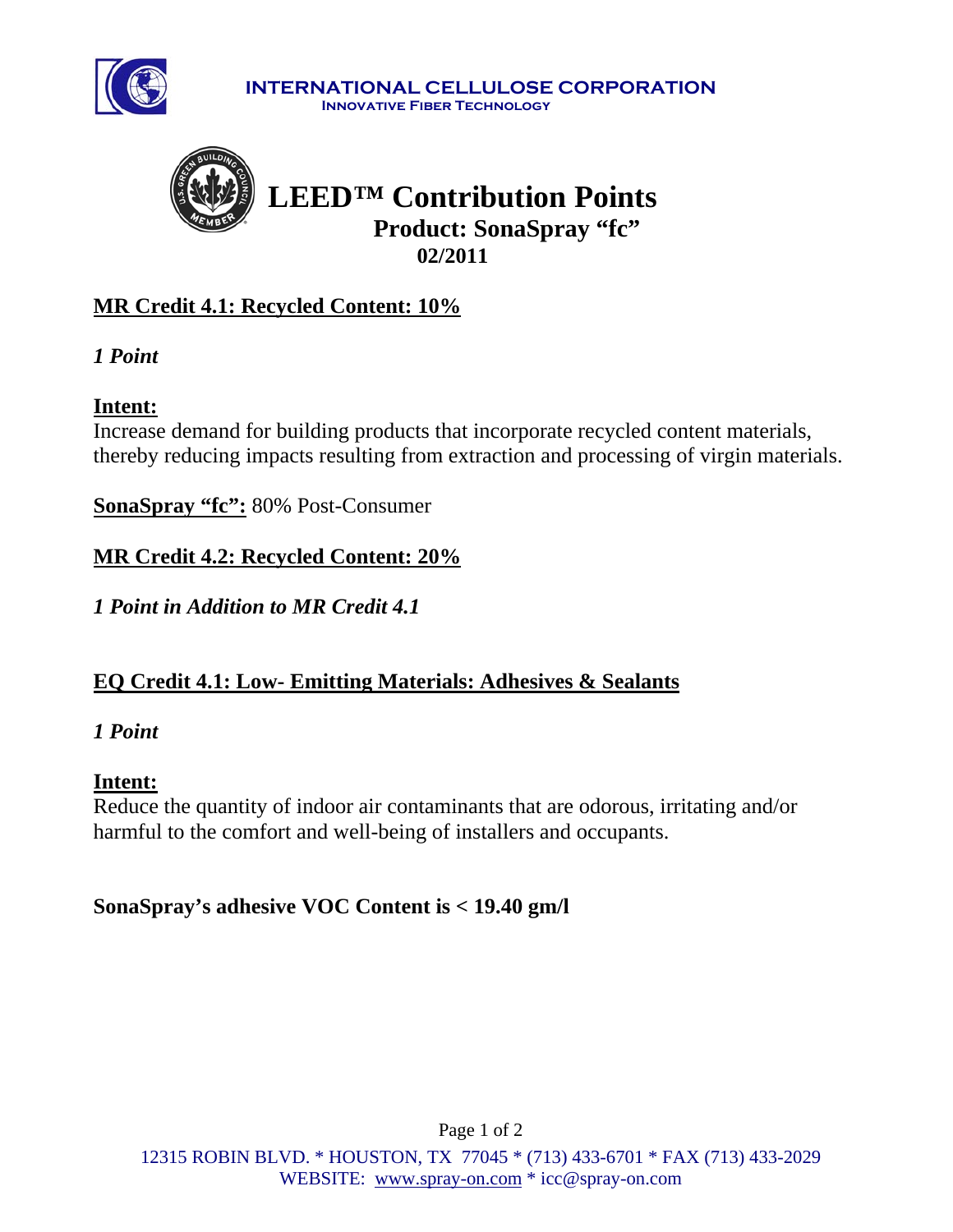**INTERNATIONAL CELLULOSE CORPORATION**
**INNOVATIVE FIBER TECHNOLOGY**

# LEED™ Contribution Points

## Product: SonaSpray "fc"

**02/2011**

**MR Credit 4.1: Recycled Content: 10%**

***1 Point***

**Intent:**
Increase demand for building products that incorporate recycled content materials, thereby reducing impacts resulting from extraction and processing of virgin materials.

**SonaSpray "fc":** 80% Post-Consumer

**MR Credit 4.2: Recycled Content: 20%**

***1 Point in Addition to MR Credit 4.1***

**EQ Credit 4.1: Low- Emitting Materials: Adhesives & Sealants**

***1 Point***

**Intent:**
Reduce the quantity of indoor air contaminants that are odorous, irritating and/or harmful to the comfort and well-being of installers and occupants.

**SonaSpray's adhesive VOC Content is < 19.40 gm/l**

12315 ROBIN BLVD. * HOUSTON, TX 77045 * (713) 433-6701 * FAX (713) 433-2029
WEBSITE: www.spray-on.com * icc@spray-on.com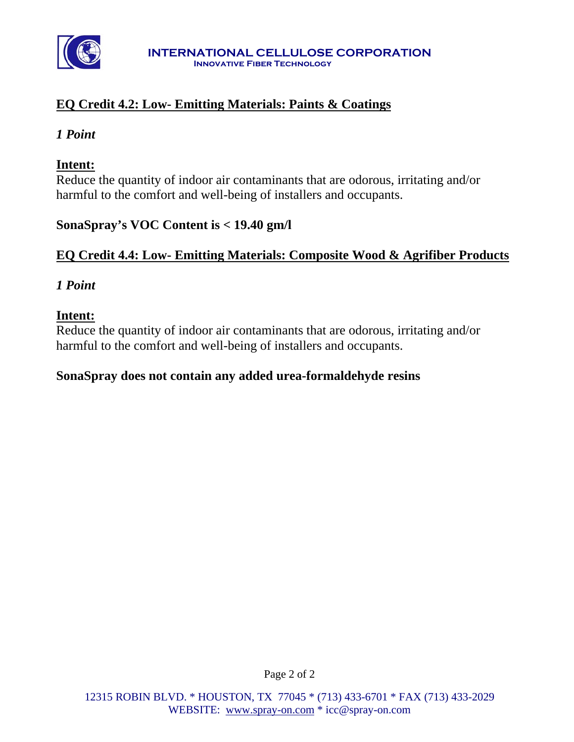## EQ Credit 4.2: Low- Emitting Materials: Paints & Coatings

*1 Point*

**Intent:**
Reduce the quantity of indoor air contaminants that are odorous, irritating and/or harmful to the comfort and well-being of installers and occupants.

**SonaSpray's VOC Content is < 19.40 gm/l**

## EQ Credit 4.4: Low- Emitting Materials: Composite Wood & Agrifiber Products

*1 Point*

**Intent:**
Reduce the quantity of indoor air contaminants that are odorous, irritating and/or harmful to the comfort and well-being of installers and occupants.

**SonaSpray does not contain any added urea-formaldehyde resins**